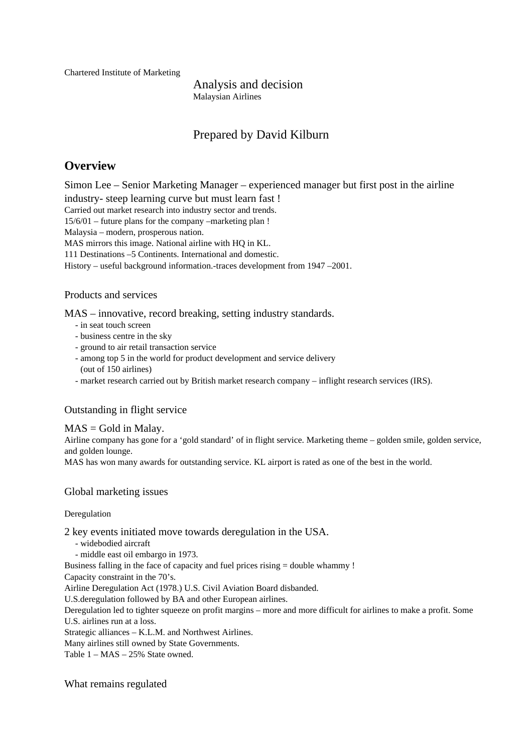Chartered Institute of Marketing

Analysis and decision
Malaysian Airlines

Prepared by David Kilburn

## Overview

Simon Lee – Senior Marketing Manager – experienced manager but first post in the airline industry- steep learning curve but must learn fast !
Carried out market research into industry sector and trends.
15/6/01 – future plans for the company –marketing plan !
Malaysia – modern, prosperous nation.
MAS mirrors this image. National airline with HQ in KL.
111 Destinations –5 Continents. International and domestic.
History – useful background information.-traces development from 1947 –2001.

### Products and services

MAS – innovative, record breaking, setting industry standards.

- in seat touch screen
- business centre in the sky
- ground to air retail transaction service
- among top 5 in the world for product development and service delivery (out of 150 airlines)
- market research carried out by British market research company – inflight research services (IRS).

### Outstanding in flight service

MAS = Gold in Malay.
Airline company has gone for a 'gold standard' of in flight service. Marketing theme – golden smile, golden service, and golden lounge.
MAS has won many awards for outstanding service. KL airport is rated as one of the best in the world.

### Global marketing issues

Deregulation

2 key events initiated move towards deregulation in the USA.

- widebodied aircraft
- middle east oil embargo in 1973.

Business falling in the face of capacity and fuel prices rising = double whammy !
Capacity constraint in the 70's.
Airline Deregulation Act (1978.) U.S. Civil Aviation Board disbanded.
U.S.deregulation followed by BA and other European airlines.
Deregulation led to tighter squeeze on profit margins – more and more difficult for airlines to make a profit. Some U.S. airlines run at a loss.
Strategic alliances – K.L.M. and Northwest Airlines.
Many airlines still owned by State Governments.
Table 1 – MAS – 25% State owned.

### What remains regulated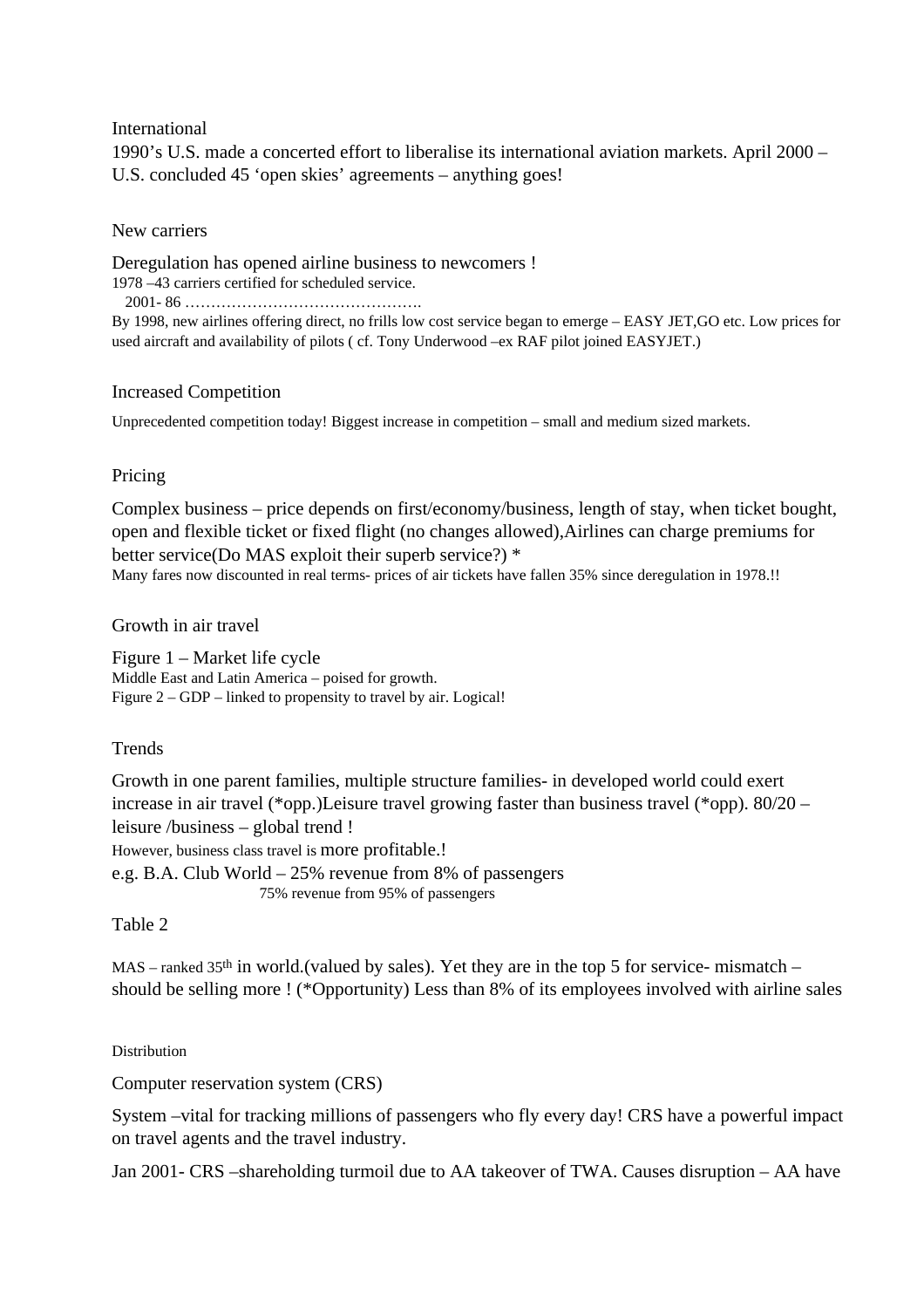International

1990's U.S. made a concerted effort to liberalise its international aviation markets. April 2000 – U.S. concluded 45 'open skies' agreements – anything goes!

New carriers

Deregulation has opened airline business to newcomers !

1978 –43 carriers certified for scheduled service.

2001- 86 ……………………………………….

By 1998, new airlines offering direct, no frills low cost service began to emerge – EASY JET,GO etc. Low prices for used aircraft and availability of pilots ( cf. Tony Underwood –ex RAF pilot joined EASYJET.)

Increased Competition

Unprecedented competition today! Biggest increase in competition – small and medium sized markets.

Pricing

Complex business – price depends on first/economy/business, length of stay, when ticket bought, open and flexible ticket or fixed flight (no changes allowed),Airlines can charge premiums for better service(Do MAS exploit their superb service?) *

Many fares now discounted in real terms- prices of air tickets have fallen 35% since deregulation in 1978.!!

Growth in air travel

Figure 1 – Market life cycle

Middle East and Latin America – poised for growth.

Figure 2 – GDP – linked to propensity to travel by air. Logical!

Trends

Growth in one parent families, multiple structure families- in developed world could exert increase in air travel (*opp.)Leisure travel growing faster than business travel (*opp). 80/20 – leisure /business – global trend !

However, business class travel is more profitable.!

e.g. B.A. Club World – 25% revenue from 8% of passengers

75% revenue from 95% of passengers

Table 2

MAS – ranked 35th in world.(valued by sales). Yet they are in the top 5 for service- mismatch – should be selling more ! (*Opportunity) Less than 8% of its employees involved with airline sales

Distribution

Computer reservation system (CRS)

System –vital for tracking millions of passengers who fly every day! CRS have a powerful impact on travel agents and the travel industry.

Jan 2001- CRS –shareholding turmoil due to AA takeover of TWA. Causes disruption – AA have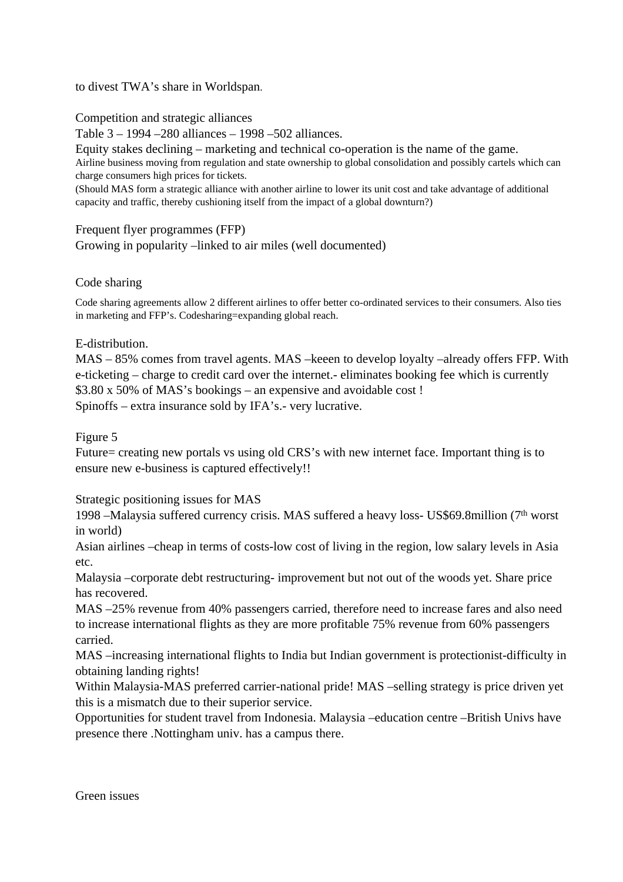to divest TWA's share in Worldspan.

Competition and strategic alliances

Table 3 – 1994 –280 alliances – 1998 –502 alliances.

Equity stakes declining – marketing and technical co-operation is the name of the game.

Airline business moving from regulation and state ownership to global consolidation and possibly cartels which can charge consumers high prices for tickets.

(Should MAS form a strategic alliance with another airline to lower its unit cost and take advantage of additional capacity and traffic, thereby cushioning itself from the impact of a global downturn?)

Frequent flyer programmes (FFP)

Growing in popularity –linked to air miles (well documented)

Code sharing

Code sharing agreements allow 2 different airlines to offer better co-ordinated services to their consumers. Also ties in marketing and FFP's. Codesharing=expanding global reach.

E-distribution.

MAS – 85% comes from travel agents. MAS –keeen to develop loyalty –already offers FFP. With e-ticketing – charge to credit card over the internet.- eliminates booking fee which is currently \$3.80 x 50% of MAS's bookings – an expensive and avoidable cost !

Spinoffs – extra insurance sold by IFA's.- very lucrative.

Figure 5

Future= creating new portals vs using old CRS's with new internet face. Important thing is to ensure new e-business is captured effectively!!

Strategic positioning issues for MAS

1998 –Malaysia suffered currency crisis. MAS suffered a heavy loss- US\$69.8million (7th worst in world)

Asian airlines –cheap in terms of costs-low cost of living in the region, low salary levels in Asia etc.

Malaysia –corporate debt restructuring- improvement but not out of the woods yet. Share price has recovered.

MAS –25% revenue from 40% passengers carried, therefore need to increase fares and also need to increase international flights as they are more profitable 75% revenue from 60% passengers carried.

MAS –increasing international flights to India but Indian government is protectionist-difficulty in obtaining landing rights!

Within Malaysia-MAS preferred carrier-national pride! MAS –selling strategy is price driven yet this is a mismatch due to their superior service.

Opportunities for student travel from Indonesia. Malaysia –education centre –British Univs have presence there .Nottingham univ. has a campus there.

Green issues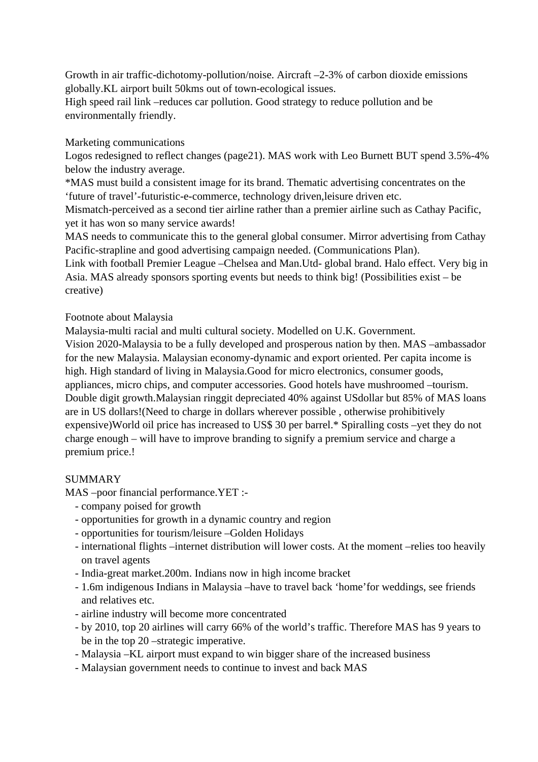Growth in air traffic-dichotomy-pollution/noise. Aircraft –2-3% of carbon dioxide emissions globally.KL airport built 50kms out of town-ecological issues.
High speed rail link –reduces car pollution. Good strategy to reduce pollution and be environmentally friendly.

Marketing communications
Logos redesigned to reflect changes (page21). MAS work with Leo Burnett BUT spend 3.5%-4% below the industry average.
*MAS must build a consistent image for its brand. Thematic advertising concentrates on the 'future of travel'-futuristic-e-commerce, technology driven,leisure driven etc.
Mismatch-perceived as a second tier airline rather than a premier airline such as Cathay Pacific, yet it has won so many service awards!
MAS needs to communicate this to the general global consumer. Mirror advertising from Cathay Pacific-strapline and good advertising campaign needed. (Communications Plan).
Link with football Premier League –Chelsea and Man.Utd- global brand. Halo effect. Very big in Asia. MAS already sponsors sporting events but needs to think big! (Possibilities exist – be creative)

Footnote about Malaysia
Malaysia-multi racial and multi cultural society. Modelled on U.K. Government.
Vision 2020-Malaysia to be a fully developed and prosperous nation by then. MAS –ambassador for the new Malaysia. Malaysian economy-dynamic and export oriented. Per capita income is high. High standard of living in Malaysia.Good for micro electronics, consumer goods, appliances, micro chips, and computer accessories. Good hotels have mushroomed –tourism. Double digit growth.Malaysian ringgit depreciated 40% against USdollar but 85% of MAS loans are in US dollars!(Need to charge in dollars wherever possible , otherwise prohibitively expensive)World oil price has increased to US$ 30 per barrel.* Spiralling costs –yet they do not charge enough – will have to improve branding to signify a premium service and charge a premium price.!

SUMMARY
MAS –poor financial performance.YET :-

- company poised for growth
- opportunities for growth in a dynamic country and region
- opportunities for tourism/leisure –Golden Holidays
- international flights –internet distribution will lower costs. At the moment –relies too heavily on travel agents
- India-great market.200m. Indians now in high income bracket
- 1.6m indigenous Indians in Malaysia –have to travel back 'home'for weddings, see friends and relatives etc.
- airline industry will become more concentrated
- by 2010, top 20 airlines will carry 66% of the world's traffic. Therefore MAS has 9 years to be in the top 20 –strategic imperative.
- Malaysia –KL airport must expand to win bigger share of the increased business
- Malaysian government needs to continue to invest and back MAS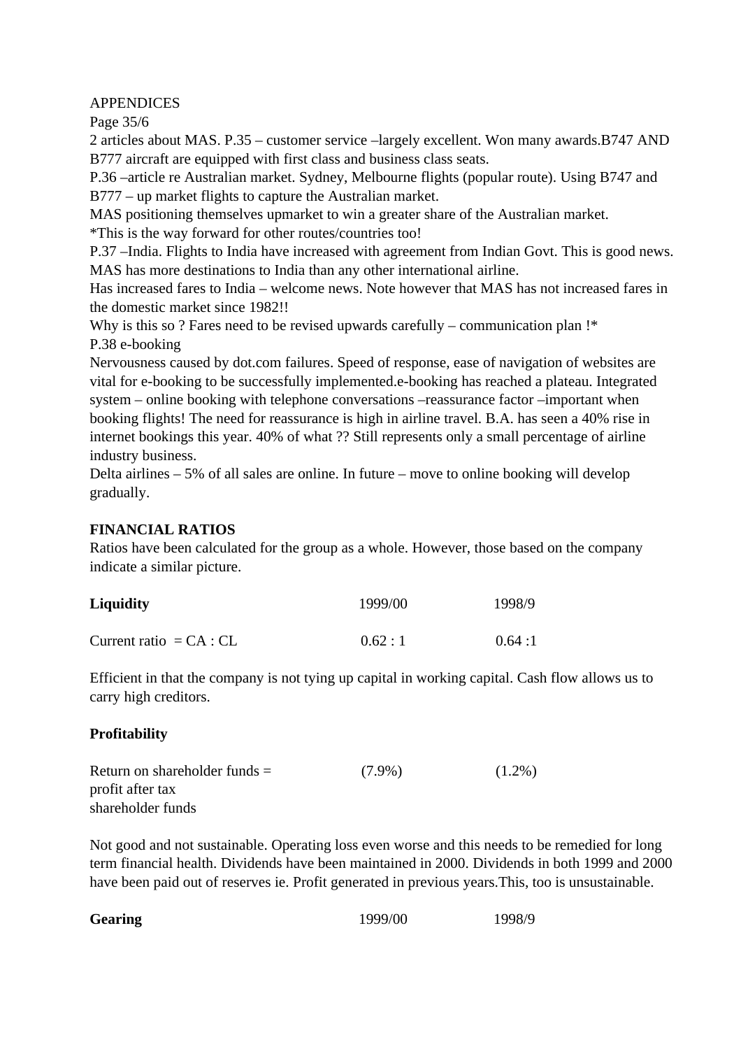APPENDICES

Page 35/6

2 articles about MAS. P.35 – customer service –largely excellent. Won many awards.B747 AND B777 aircraft are equipped with first class and business class seats.

P.36 –article re Australian market. Sydney, Melbourne flights (popular route). Using B747 and B777 – up market flights to capture the Australian market.

MAS positioning themselves upmarket to win a greater share of the Australian market.

*This is the way forward for other routes/countries too!

P.37 –India. Flights to India have increased with agreement from Indian Govt. This is good news. MAS has more destinations to India than any other international airline.

Has increased fares to India – welcome news. Note however that MAS has not increased fares in the domestic market since 1982!!

Why is this so ? Fares need to be revised upwards carefully – communication plan !*

P.38 e-booking

Nervousness caused by dot.com failures. Speed of response, ease of navigation of websites are vital for e-booking to be successfully implemented.e-booking has reached a plateau. Integrated system – online booking with telephone conversations –reassurance factor –important when booking flights! The need for reassurance is high in airline travel. B.A. has seen a 40% rise in internet bookings this year. 40% of what ?? Still represents only a small percentage of airline industry business.

Delta airlines – 5% of all sales are online. In future – move to online booking will develop gradually.

**FINANCIAL RATIOS**

Ratios have been calculated for the group as a whole. However, those based on the company indicate a similar picture.

| **Liquidity** | 1999/00 | 1998/9 |
|---|---|---|
| Current ratio = CA : CL | 0.62 : 1 | 0.64 :1 |

Efficient in that the company is not tying up capital in working capital. Cash flow allows us to carry high creditors.

**Profitability**

| | | |
|---|---|---|
| Return on shareholder funds = profit after tax / shareholder funds | (7.9%) | (1.2%) |

Not good and not sustainable. Operating loss even worse and this needs to be remedied for long term financial health. Dividends have been maintained in 2000. Dividends in both 1999 and 2000 have been paid out of reserves ie. Profit generated in previous years.This, too is unsustainable.

| **Gearing** | 1999/00 | 1998/9 |
|---|---|---|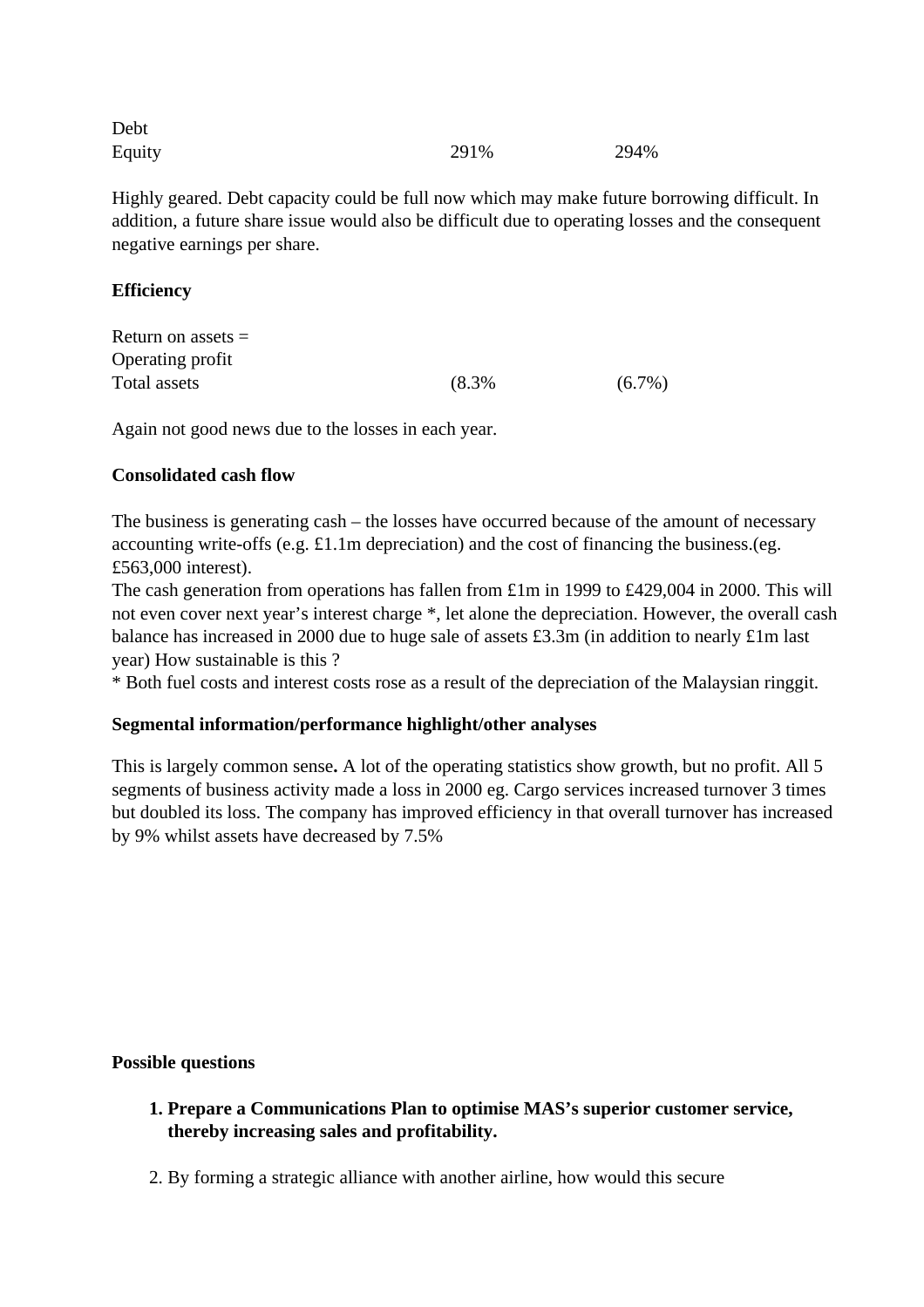| | | |
|---|---|---|
| Debt | | |
| Equity | 291% | 294% |

Highly geared. Debt capacity could be full now which may make future borrowing difficult. In addition, a future share issue would also be difficult due to operating losses and the consequent negative earnings per share.

**Efficiency**

| | | |
|---|---|---|
| Return on assets = | | |
| Operating profit | | |
| Total assets | (8.3% | (6.7%) |

Again not good news due to the losses in each year.

**Consolidated cash flow**

The business is generating cash – the losses have occurred because of the amount of necessary accounting write-offs (e.g. £1.1m depreciation) and the cost of financing the business.(eg. £563,000 interest).
The cash generation from operations has fallen from £1m in 1999 to £429,004 in 2000. This will not even cover next year's interest charge *, let alone the depreciation. However, the overall cash balance has increased in 2000 due to huge sale of assets £3.3m (in addition to nearly £1m last year) How sustainable is this ?
* Both fuel costs and interest costs rose as a result of the depreciation of the Malaysian ringgit.

**Segmental information/performance highlight/other analyses**

This is largely common sense**.** A lot of the operating statistics show growth, but no profit. All 5 segments of business activity made a loss in 2000 eg. Cargo services increased turnover 3 times but doubled its loss. The company has improved efficiency in that overall turnover has increased by 9% whilst assets have decreased by 7.5%

**Possible questions**

1. **Prepare a Communications Plan to optimise MAS's superior customer service, thereby increasing sales and profitability.**

2. By forming a strategic alliance with another airline, how would this secure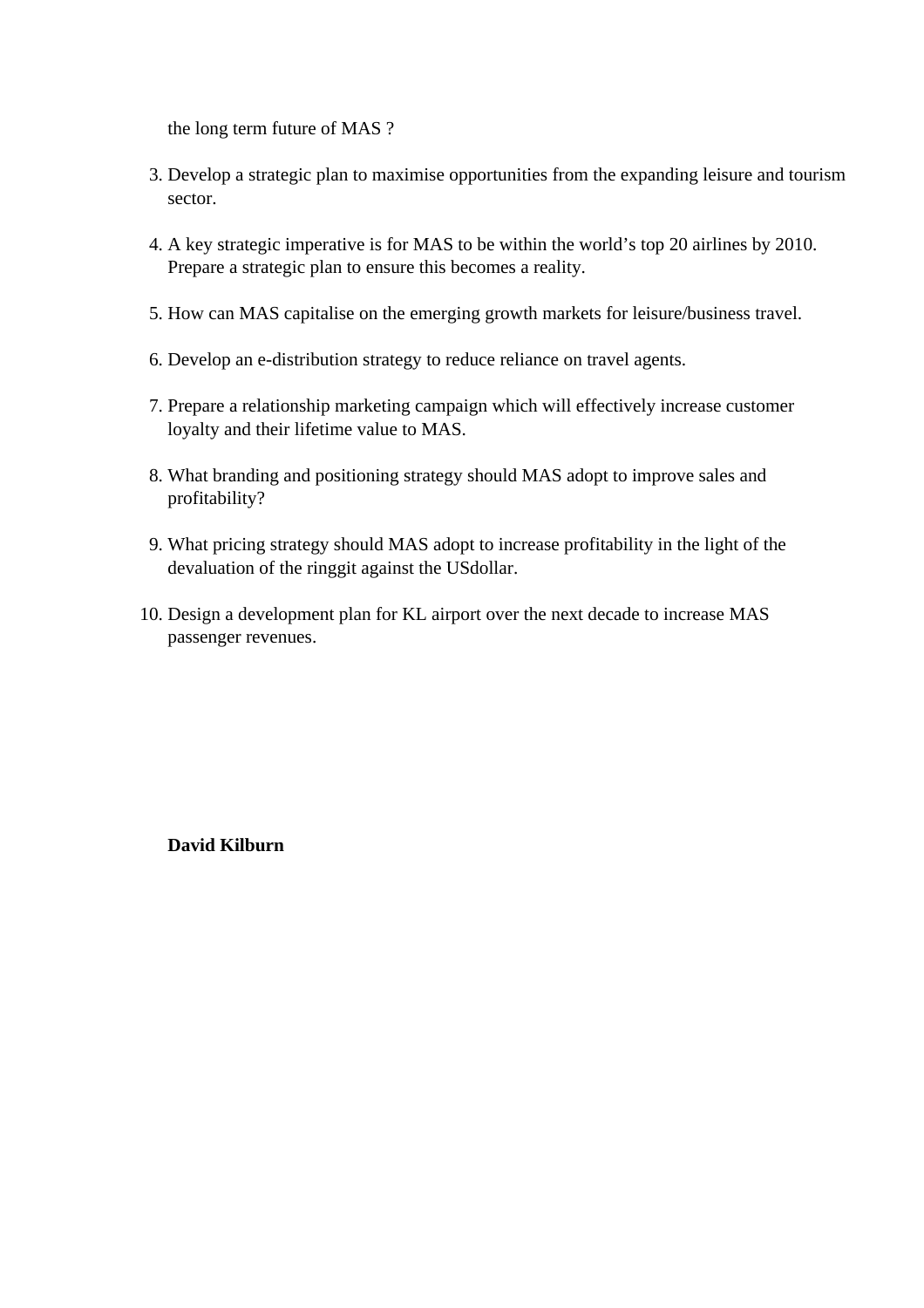the long term future of MAS ?

3. Develop a strategic plan to maximise opportunities from the expanding leisure and tourism sector.

4. A key strategic imperative is for MAS to be within the world's top 20 airlines by 2010. Prepare a strategic plan to ensure this becomes a reality.

5. How can MAS capitalise on the emerging growth markets for leisure/business travel.

6. Develop an e-distribution strategy to reduce reliance on travel agents.

7. Prepare a relationship marketing campaign which will effectively increase customer loyalty and their lifetime value to MAS.

8. What branding and positioning strategy should MAS adopt to improve sales and profitability?

9. What pricing strategy should MAS adopt to increase profitability in the light of the devaluation of the ringgit against the USdollar.

10. Design a development plan for KL airport over the next decade to increase MAS passenger revenues.

**David Kilburn**